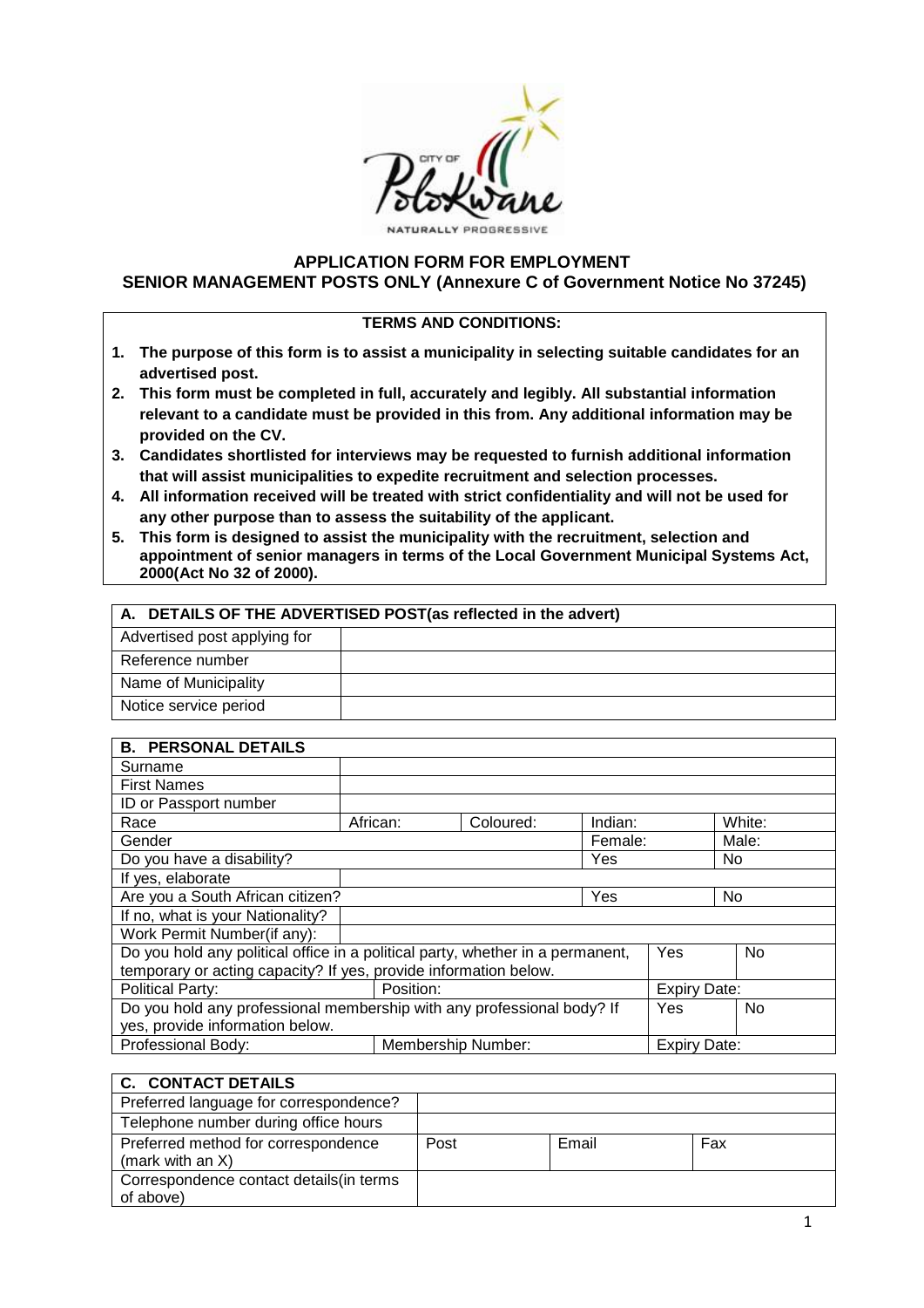# APPLICATION FORM FOR EMPLOYMENT
## SENIOR MANAGEMENT POSTS ONLY (Annexure C of Government Notice No 37245)

**TERMS AND CONDITIONS:**

1. **The purpose of this form is to assist a municipality in selecting suitable candidates for an advertised post.**
2. **This form must be completed in full, accurately and legibly. All substantial information relevant to a candidate must be provided in this from. Any additional information may be provided on the CV.**
3. **Candidates shortlisted for interviews may be requested to furnish additional information that will assist municipalities to expedite recruitment and selection processes.**
4. **All information received will be treated with strict confidentiality and will not be used for any other purpose than to assess the suitability of the applicant.**
5. **This form is designed to assist the municipality with the recruitment, selection and appointment of senior managers in terms of the Local Government Municipal Systems Act, 2000(Act No 32 of 2000).**

| **A. DETAILS OF THE ADVERTISED POST(as reflected in the advert)** | |
|---|---|
| Advertised post applying for | |
| Reference number | |
| Name of Municipality | |
| Notice service period | |

| **B. PERSONAL DETAILS** | | | | |
|---|---|---|---|---|
| Surname | | | | |
| First Names | | | | |
| ID or Passport number | | | | |
| Race | African: | Coloured: | Indian: | White: |
| Gender | | | Female: | Male: |
| Do you have a disability? | | | Yes | No |
| If yes, elaborate | | | | |
| Are you a South African citizen? | | | Yes | No |
| If no, what is your Nationality? | | | | |
| Work Permit Number(if any): | | | | |
| Do you hold any political office in a political party, whether in a permanent, temporary or acting capacity? If yes, provide information below. | | | Yes | No |
| Political Party: | Position: | | Expiry Date: | |
| Do you hold any professional membership with any professional body? If yes, provide information below. | | | Yes | No |
| Professional Body: | Membership Number: | | Expiry Date: | |

| **C. CONTACT DETAILS** | | | |
|---|---|---|---|
| Preferred language for correspondence? | | | |
| Telephone number during office hours | | | |
| Preferred method for correspondence (mark with an X) | Post | Email | Fax |
| Correspondence contact details(in terms of above) | | | |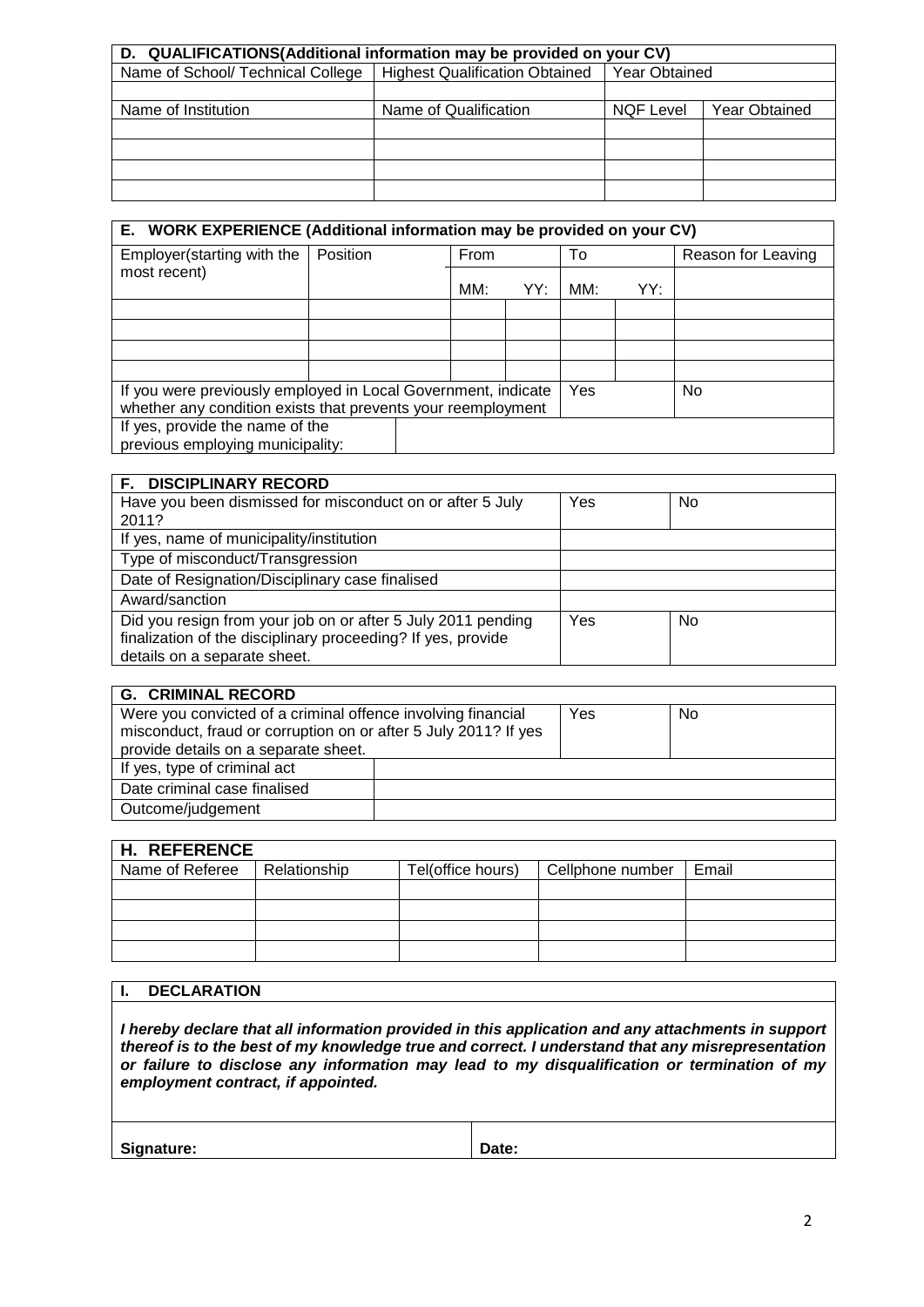## D. QUALIFICATIONS(Additional information may be provided on your CV)

| Name of School/ Technical College | Highest Qualification Obtained | Year Obtained | |
|---|---|---|---|
| | | | |
| Name of Institution | Name of Qualification | NQF Level | Year Obtained |
| | | | |
| | | | |
| | | | |
| | | | |

## E. WORK EXPERIENCE (Additional information may be provided on your CV)

| Employer(starting with the most recent) | Position | From | | To | | Reason for Leaving |
|---|---|---|---|---|---|---|
| | | MM: | YY: | MM: | YY: | |
| | | | | | | |
| | | | | | | |
| | | | | | | |
| | | | | | | |

| | | |
|---|---|---|
| If you were previously employed in Local Government, indicate whether any condition exists that prevents your reemployment | Yes | No |
| If yes, provide the name of the previous employing municipality: | | |

## F. DISCIPLINARY RECORD

| | | |
|---|---|---|
| Have you been dismissed for misconduct on or after 5 July 2011? | Yes | No |
| If yes, name of municipality/institution | | |
| Type of misconduct/Transgression | | |
| Date of Resignation/Disciplinary case finalised | | |
| Award/sanction | | |
| Did you resign from your job on or after 5 July 2011 pending finalization of the disciplinary proceeding? If yes, provide details on a separate sheet. | Yes | No |

## G. CRIMINAL RECORD

| | | |
|---|---|---|
| Were you convicted of a criminal offence involving financial misconduct, fraud or corruption on or after 5 July 2011? If yes provide details on a separate sheet. | Yes | No |
| If yes, type of criminal act | | |
| Date criminal case finalised | | |
| Outcome/judgement | | |

## H. REFERENCE

| Name of Referee | Relationship | Tel(office hours) | Cellphone number | Email |
|---|---|---|---|---|
| | | | | |
| | | | | |
| | | | | |
| | | | | |

## I. DECLARATION

***I hereby declare that all information provided in this application and any attachments in support thereof is to the best of my knowledge true and correct. I understand that any misrepresentation or failure to disclose any information may lead to my disqualification or termination of my employment contract, if appointed.***

| | |
|---|---|
| **Signature:** | **Date:** |